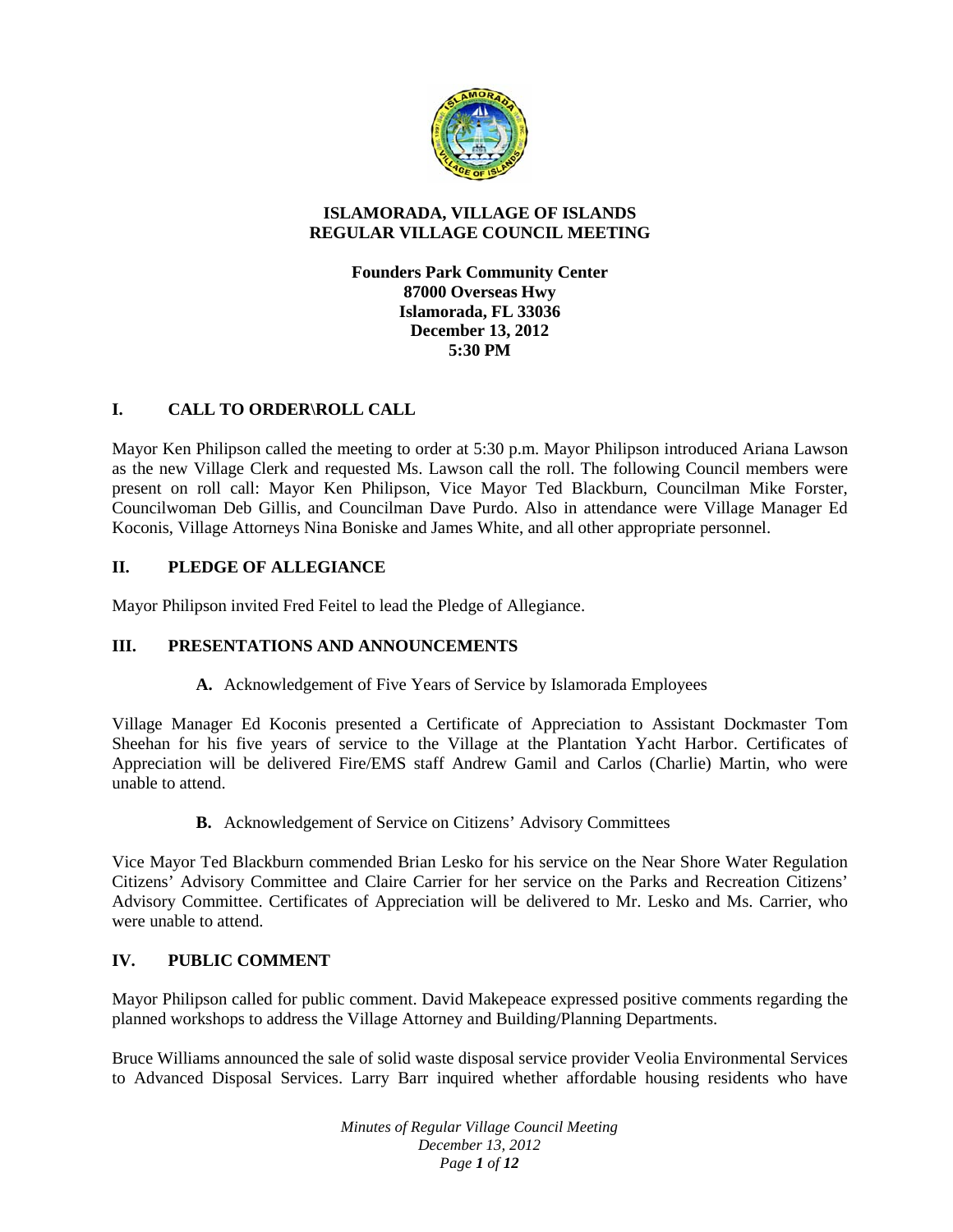# ISLAMORADA, VILLAGE OF ISLANDS
# REGULAR VILLAGE COUNCIL MEETING

**Founders Park Community Center**
**87000 Overseas Hwy**
**Islamorada, FL 33036**
**December 13, 2012**
**5:30 PM**

## I. CALL TO ORDER\ROLL CALL

Mayor Ken Philipson called the meeting to order at 5:30 p.m. Mayor Philipson introduced Ariana Lawson as the new Village Clerk and requested Ms. Lawson call the roll. The following Council members were present on roll call: Mayor Ken Philipson, Vice Mayor Ted Blackburn, Councilman Mike Forster, Councilwoman Deb Gillis, and Councilman Dave Purdo. Also in attendance were Village Manager Ed Koconis, Village Attorneys Nina Boniske and James White, and all other appropriate personnel.

## II. PLEDGE OF ALLEGIANCE

Mayor Philipson invited Fred Feitel to lead the Pledge of Allegiance.

## III. PRESENTATIONS AND ANNOUNCEMENTS

**A.** Acknowledgement of Five Years of Service by Islamorada Employees

Village Manager Ed Koconis presented a Certificate of Appreciation to Assistant Dockmaster Tom Sheehan for his five years of service to the Village at the Plantation Yacht Harbor. Certificates of Appreciation will be delivered Fire/EMS staff Andrew Gamil and Carlos (Charlie) Martin, who were unable to attend.

**B.** Acknowledgement of Service on Citizens' Advisory Committees

Vice Mayor Ted Blackburn commended Brian Lesko for his service on the Near Shore Water Regulation Citizens' Advisory Committee and Claire Carrier for her service on the Parks and Recreation Citizens' Advisory Committee. Certificates of Appreciation will be delivered to Mr. Lesko and Ms. Carrier, who were unable to attend.

## IV. PUBLIC COMMENT

Mayor Philipson called for public comment. David Makepeace expressed positive comments regarding the planned workshops to address the Village Attorney and Building/Planning Departments.

Bruce Williams announced the sale of solid waste disposal service provider Veolia Environmental Services to Advanced Disposal Services. Larry Barr inquired whether affordable housing residents who have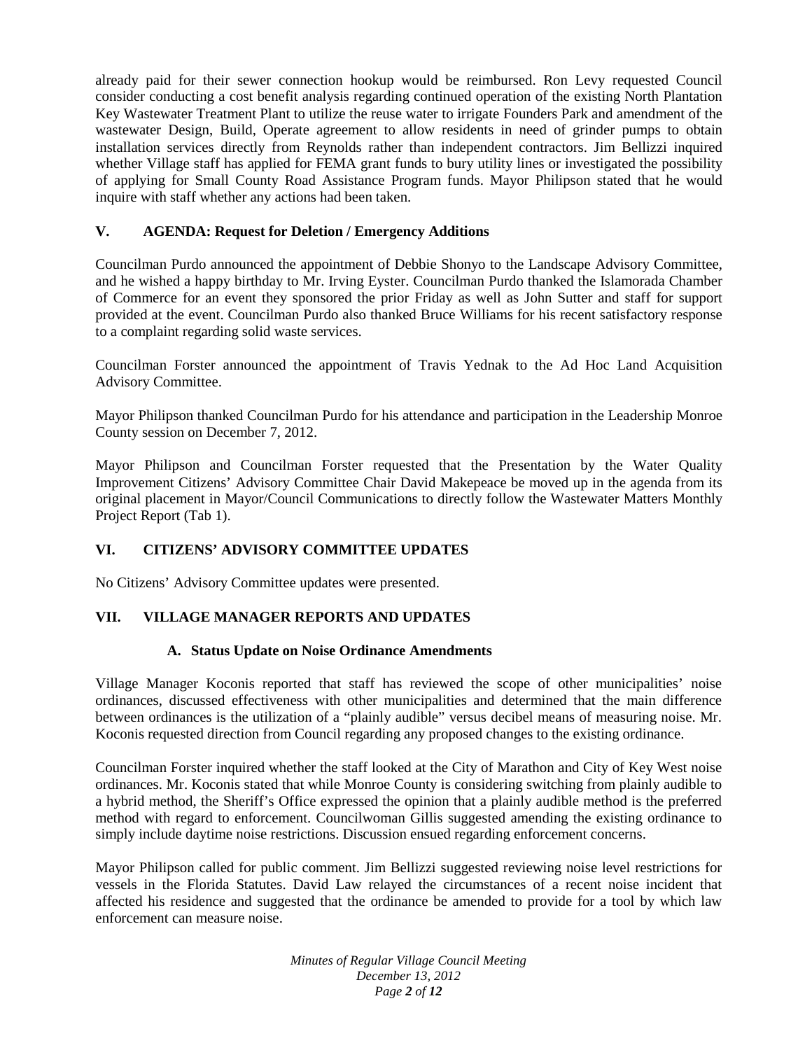already paid for their sewer connection hookup would be reimbursed. Ron Levy requested Council consider conducting a cost benefit analysis regarding continued operation of the existing North Plantation Key Wastewater Treatment Plant to utilize the reuse water to irrigate Founders Park and amendment of the wastewater Design, Build, Operate agreement to allow residents in need of grinder pumps to obtain installation services directly from Reynolds rather than independent contractors. Jim Bellizzi inquired whether Village staff has applied for FEMA grant funds to bury utility lines or investigated the possibility of applying for Small County Road Assistance Program funds. Mayor Philipson stated that he would inquire with staff whether any actions had been taken.

## V. AGENDA: Request for Deletion / Emergency Additions

Councilman Purdo announced the appointment of Debbie Shonyo to the Landscape Advisory Committee, and he wished a happy birthday to Mr. Irving Eyster. Councilman Purdo thanked the Islamorada Chamber of Commerce for an event they sponsored the prior Friday as well as John Sutter and staff for support provided at the event. Councilman Purdo also thanked Bruce Williams for his recent satisfactory response to a complaint regarding solid waste services.

Councilman Forster announced the appointment of Travis Yednak to the Ad Hoc Land Acquisition Advisory Committee.

Mayor Philipson thanked Councilman Purdo for his attendance and participation in the Leadership Monroe County session on December 7, 2012.

Mayor Philipson and Councilman Forster requested that the Presentation by the Water Quality Improvement Citizens' Advisory Committee Chair David Makepeace be moved up in the agenda from its original placement in Mayor/Council Communications to directly follow the Wastewater Matters Monthly Project Report (Tab 1).

## VI. CITIZENS' ADVISORY COMMITTEE UPDATES

No Citizens' Advisory Committee updates were presented.

## VII. VILLAGE MANAGER REPORTS AND UPDATES

### A. Status Update on Noise Ordinance Amendments

Village Manager Koconis reported that staff has reviewed the scope of other municipalities' noise ordinances, discussed effectiveness with other municipalities and determined that the main difference between ordinances is the utilization of a "plainly audible" versus decibel means of measuring noise. Mr. Koconis requested direction from Council regarding any proposed changes to the existing ordinance.

Councilman Forster inquired whether the staff looked at the City of Marathon and City of Key West noise ordinances. Mr. Koconis stated that while Monroe County is considering switching from plainly audible to a hybrid method, the Sheriff's Office expressed the opinion that a plainly audible method is the preferred method with regard to enforcement. Councilwoman Gillis suggested amending the existing ordinance to simply include daytime noise restrictions. Discussion ensued regarding enforcement concerns.

Mayor Philipson called for public comment. Jim Bellizzi suggested reviewing noise level restrictions for vessels in the Florida Statutes. David Law relayed the circumstances of a recent noise incident that affected his residence and suggested that the ordinance be amended to provide for a tool by which law enforcement can measure noise.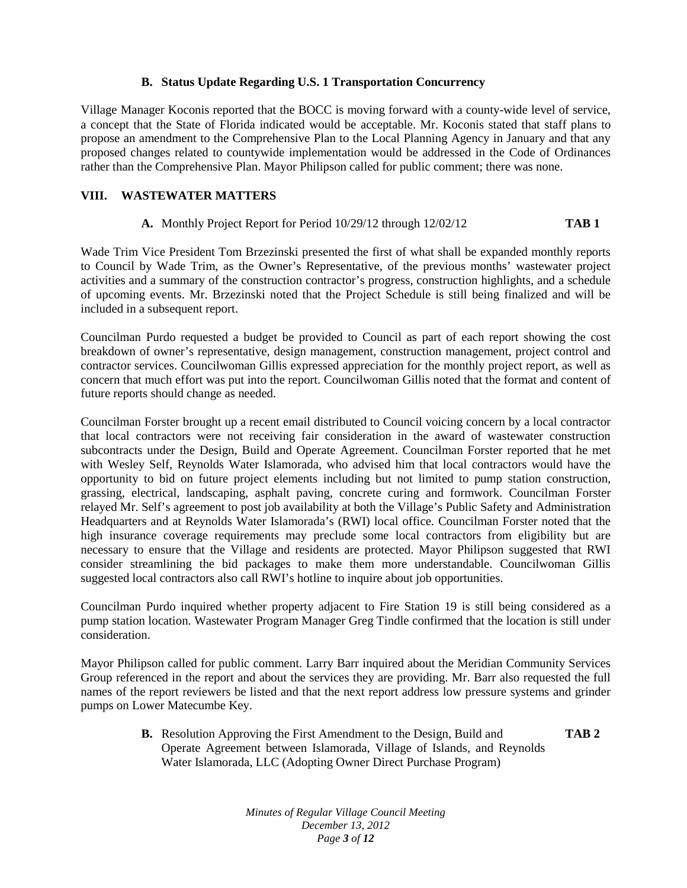### B. Status Update Regarding U.S. 1 Transportation Concurrency

Village Manager Koconis reported that the BOCC is moving forward with a county-wide level of service, a concept that the State of Florida indicated would be acceptable. Mr. Koconis stated that staff plans to propose an amendment to the Comprehensive Plan to the Local Planning Agency in January and that any proposed changes related to countywide implementation would be addressed in the Code of Ordinances rather than the Comprehensive Plan. Mayor Philipson called for public comment; there was none.

## VIII. WASTEWATER MATTERS

**A.** Monthly Project Report for Period 10/29/12 through 12/02/12 **TAB 1**

Wade Trim Vice President Tom Brzezinski presented the first of what shall be expanded monthly reports to Council by Wade Trim, as the Owner's Representative, of the previous months' wastewater project activities and a summary of the construction contractor's progress, construction highlights, and a schedule of upcoming events. Mr. Brzezinski noted that the Project Schedule is still being finalized and will be included in a subsequent report.

Councilman Purdo requested a budget be provided to Council as part of each report showing the cost breakdown of owner's representative, design management, construction management, project control and contractor services. Councilwoman Gillis expressed appreciation for the monthly project report, as well as concern that much effort was put into the report. Councilwoman Gillis noted that the format and content of future reports should change as needed.

Councilman Forster brought up a recent email distributed to Council voicing concern by a local contractor that local contractors were not receiving fair consideration in the award of wastewater construction subcontracts under the Design, Build and Operate Agreement. Councilman Forster reported that he met with Wesley Self, Reynolds Water Islamorada, who advised him that local contractors would have the opportunity to bid on future project elements including but not limited to pump station construction, grassing, electrical, landscaping, asphalt paving, concrete curing and formwork. Councilman Forster relayed Mr. Self's agreement to post job availability at both the Village's Public Safety and Administration Headquarters and at Reynolds Water Islamorada's (RWI) local office. Councilman Forster noted that the high insurance coverage requirements may preclude some local contractors from eligibility but are necessary to ensure that the Village and residents are protected. Mayor Philipson suggested that RWI consider streamlining the bid packages to make them more understandable. Councilwoman Gillis suggested local contractors also call RWI's hotline to inquire about job opportunities.

Councilman Purdo inquired whether property adjacent to Fire Station 19 is still being considered as a pump station location. Wastewater Program Manager Greg Tindle confirmed that the location is still under consideration.

Mayor Philipson called for public comment. Larry Barr inquired about the Meridian Community Services Group referenced in the report and about the services they are providing. Mr. Barr also requested the full names of the report reviewers be listed and that the next report address low pressure systems and grinder pumps on Lower Matecumbe Key.

**B.** Resolution Approving the First Amendment to the Design, Build and Operate Agreement between Islamorada, Village of Islands, and Reynolds Water Islamorada, LLC (Adopting Owner Direct Purchase Program) **TAB 2**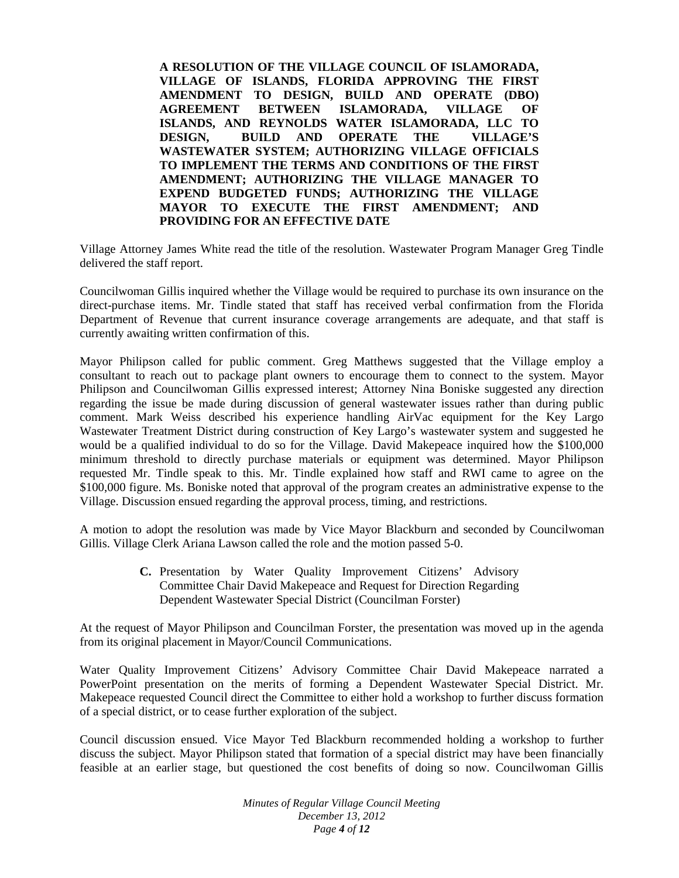**A RESOLUTION OF THE VILLAGE COUNCIL OF ISLAMORADA, VILLAGE OF ISLANDS, FLORIDA APPROVING THE FIRST AMENDMENT TO DESIGN, BUILD AND OPERATE (DBO) AGREEMENT BETWEEN ISLAMORADA, VILLAGE OF ISLANDS, AND REYNOLDS WATER ISLAMORADA, LLC TO DESIGN, BUILD AND OPERATE THE VILLAGE'S WASTEWATER SYSTEM; AUTHORIZING VILLAGE OFFICIALS TO IMPLEMENT THE TERMS AND CONDITIONS OF THE FIRST AMENDMENT; AUTHORIZING THE VILLAGE MANAGER TO EXPEND BUDGETED FUNDS; AUTHORIZING THE VILLAGE MAYOR TO EXECUTE THE FIRST AMENDMENT; AND PROVIDING FOR AN EFFECTIVE DATE**

Village Attorney James White read the title of the resolution. Wastewater Program Manager Greg Tindle delivered the staff report.

Councilwoman Gillis inquired whether the Village would be required to purchase its own insurance on the direct-purchase items. Mr. Tindle stated that staff has received verbal confirmation from the Florida Department of Revenue that current insurance coverage arrangements are adequate, and that staff is currently awaiting written confirmation of this.

Mayor Philipson called for public comment. Greg Matthews suggested that the Village employ a consultant to reach out to package plant owners to encourage them to connect to the system. Mayor Philipson and Councilwoman Gillis expressed interest; Attorney Nina Boniske suggested any direction regarding the issue be made during discussion of general wastewater issues rather than during public comment. Mark Weiss described his experience handling AirVac equipment for the Key Largo Wastewater Treatment District during construction of Key Largo's wastewater system and suggested he would be a qualified individual to do so for the Village. David Makepeace inquired how the $100,000 minimum threshold to directly purchase materials or equipment was determined. Mayor Philipson requested Mr. Tindle speak to this. Mr. Tindle explained how staff and RWI came to agree on the $100,000 figure. Ms. Boniske noted that approval of the program creates an administrative expense to the Village. Discussion ensued regarding the approval process, timing, and restrictions.

A motion to adopt the resolution was made by Vice Mayor Blackburn and seconded by Councilwoman Gillis. Village Clerk Ariana Lawson called the role and the motion passed 5-0.

**C.** Presentation by Water Quality Improvement Citizens' Advisory Committee Chair David Makepeace and Request for Direction Regarding Dependent Wastewater Special District (Councilman Forster)

At the request of Mayor Philipson and Councilman Forster, the presentation was moved up in the agenda from its original placement in Mayor/Council Communications.

Water Quality Improvement Citizens' Advisory Committee Chair David Makepeace narrated a PowerPoint presentation on the merits of forming a Dependent Wastewater Special District. Mr. Makepeace requested Council direct the Committee to either hold a workshop to further discuss formation of a special district, or to cease further exploration of the subject.

Council discussion ensued. Vice Mayor Ted Blackburn recommended holding a workshop to further discuss the subject. Mayor Philipson stated that formation of a special district may have been financially feasible at an earlier stage, but questioned the cost benefits of doing so now. Councilwoman Gillis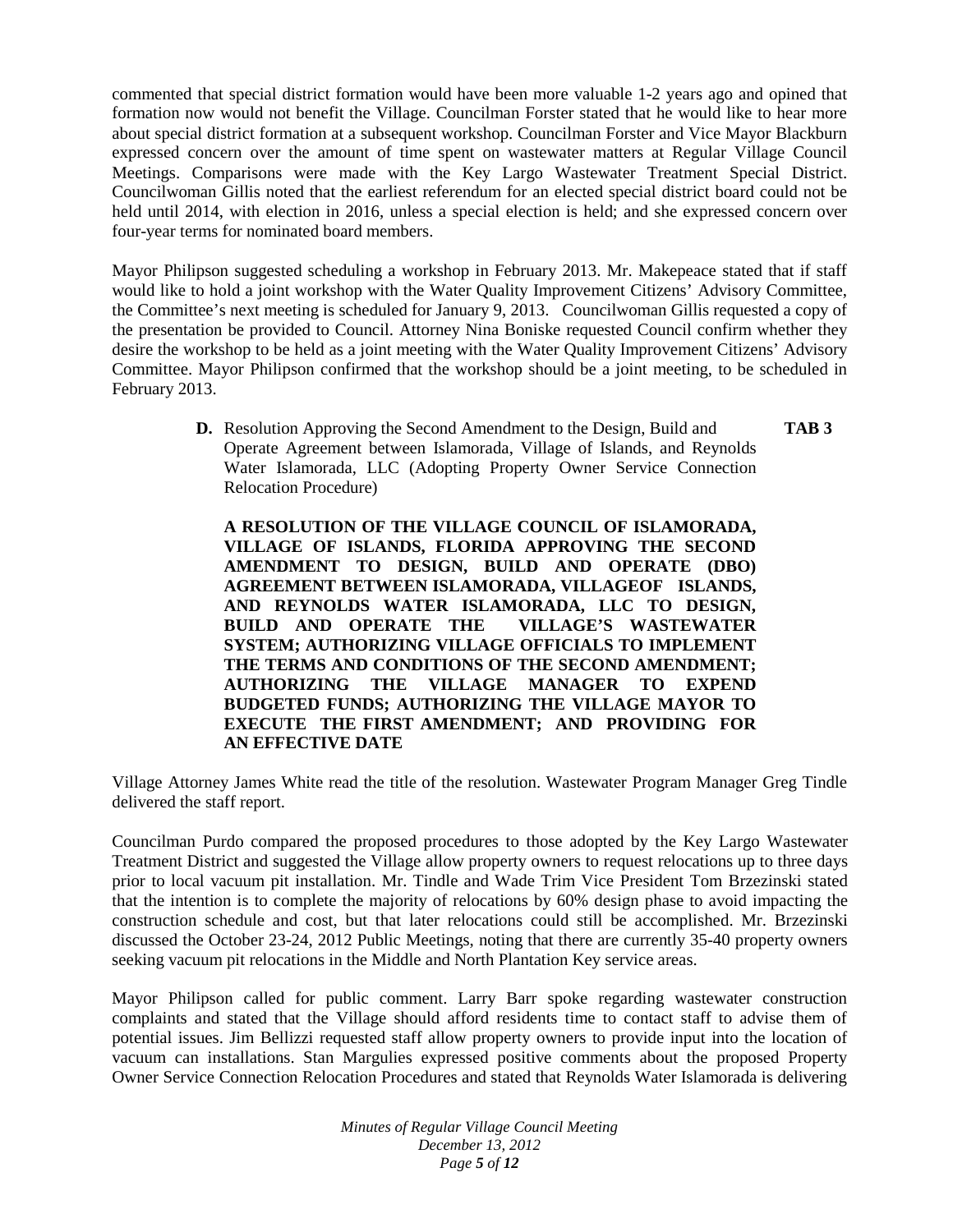commented that special district formation would have been more valuable 1-2 years ago and opined that formation now would not benefit the Village. Councilman Forster stated that he would like to hear more about special district formation at a subsequent workshop. Councilman Forster and Vice Mayor Blackburn expressed concern over the amount of time spent on wastewater matters at Regular Village Council Meetings. Comparisons were made with the Key Largo Wastewater Treatment Special District. Councilwoman Gillis noted that the earliest referendum for an elected special district board could not be held until 2014, with election in 2016, unless a special election is held; and she expressed concern over four-year terms for nominated board members.

Mayor Philipson suggested scheduling a workshop in February 2013. Mr. Makepeace stated that if staff would like to hold a joint workshop with the Water Quality Improvement Citizens' Advisory Committee, the Committee's next meeting is scheduled for January 9, 2013. Councilwoman Gillis requested a copy of the presentation be provided to Council. Attorney Nina Boniske requested Council confirm whether they desire the workshop to be held as a joint meeting with the Water Quality Improvement Citizens' Advisory Committee. Mayor Philipson confirmed that the workshop should be a joint meeting, to be scheduled in February 2013.

**D.** Resolution Approving the Second Amendment to the Design, Build and Operate Agreement between Islamorada, Village of Islands, and Reynolds Water Islamorada, LLC (Adopting Property Owner Service Connection Relocation Procedure) **TAB 3**

**A RESOLUTION OF THE VILLAGE COUNCIL OF ISLAMORADA, VILLAGE OF ISLANDS, FLORIDA APPROVING THE SECOND AMENDMENT TO DESIGN, BUILD AND OPERATE (DBO) AGREEMENT BETWEEN ISLAMORADA, VILLAGEOF ISLANDS, AND REYNOLDS WATER ISLAMORADA, LLC TO DESIGN, BUILD AND OPERATE THE VILLAGE'S WASTEWATER SYSTEM; AUTHORIZING VILLAGE OFFICIALS TO IMPLEMENT THE TERMS AND CONDITIONS OF THE SECOND AMENDMENT; AUTHORIZING THE VILLAGE MANAGER TO EXPEND BUDGETED FUNDS; AUTHORIZING THE VILLAGE MAYOR TO EXECUTE THE FIRST AMENDMENT; AND PROVIDING FOR AN EFFECTIVE DATE**

Village Attorney James White read the title of the resolution. Wastewater Program Manager Greg Tindle delivered the staff report.

Councilman Purdo compared the proposed procedures to those adopted by the Key Largo Wastewater Treatment District and suggested the Village allow property owners to request relocations up to three days prior to local vacuum pit installation. Mr. Tindle and Wade Trim Vice President Tom Brzezinski stated that the intention is to complete the majority of relocations by 60% design phase to avoid impacting the construction schedule and cost, but that later relocations could still be accomplished. Mr. Brzezinski discussed the October 23-24, 2012 Public Meetings, noting that there are currently 35-40 property owners seeking vacuum pit relocations in the Middle and North Plantation Key service areas.

Mayor Philipson called for public comment. Larry Barr spoke regarding wastewater construction complaints and stated that the Village should afford residents time to contact staff to advise them of potential issues. Jim Bellizzi requested staff allow property owners to provide input into the location of vacuum can installations. Stan Margulies expressed positive comments about the proposed Property Owner Service Connection Relocation Procedures and stated that Reynolds Water Islamorada is delivering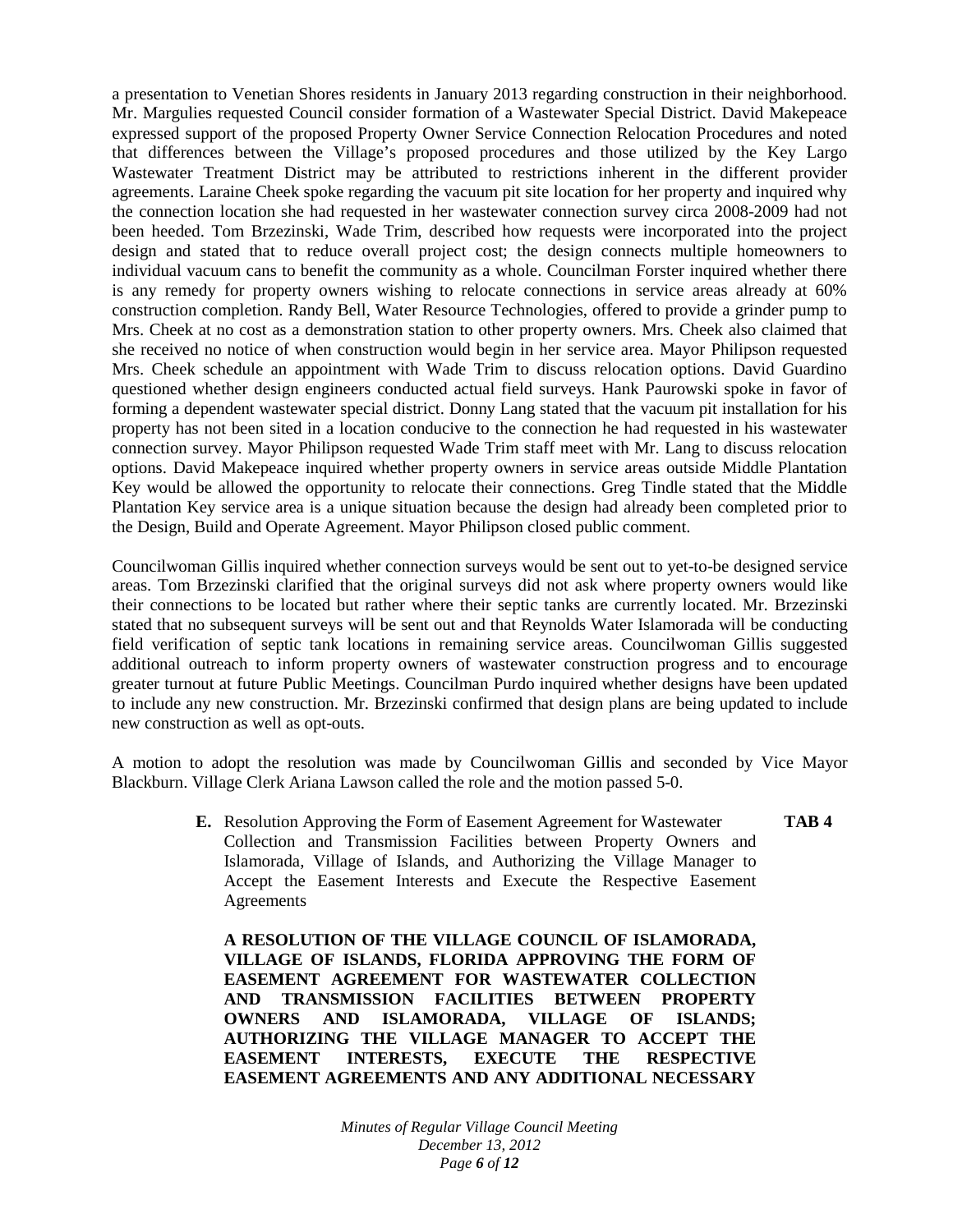a presentation to Venetian Shores residents in January 2013 regarding construction in their neighborhood. Mr. Margulies requested Council consider formation of a Wastewater Special District. David Makepeace expressed support of the proposed Property Owner Service Connection Relocation Procedures and noted that differences between the Village's proposed procedures and those utilized by the Key Largo Wastewater Treatment District may be attributed to restrictions inherent in the different provider agreements. Laraine Cheek spoke regarding the vacuum pit site location for her property and inquired why the connection location she had requested in her wastewater connection survey circa 2008-2009 had not been heeded. Tom Brzezinski, Wade Trim, described how requests were incorporated into the project design and stated that to reduce overall project cost; the design connects multiple homeowners to individual vacuum cans to benefit the community as a whole. Councilman Forster inquired whether there is any remedy for property owners wishing to relocate connections in service areas already at 60% construction completion. Randy Bell, Water Resource Technologies, offered to provide a grinder pump to Mrs. Cheek at no cost as a demonstration station to other property owners. Mrs. Cheek also claimed that she received no notice of when construction would begin in her service area. Mayor Philipson requested Mrs. Cheek schedule an appointment with Wade Trim to discuss relocation options. David Guardino questioned whether design engineers conducted actual field surveys. Hank Paurowski spoke in favor of forming a dependent wastewater special district. Donny Lang stated that the vacuum pit installation for his property has not been sited in a location conducive to the connection he had requested in his wastewater connection survey. Mayor Philipson requested Wade Trim staff meet with Mr. Lang to discuss relocation options. David Makepeace inquired whether property owners in service areas outside Middle Plantation Key would be allowed the opportunity to relocate their connections. Greg Tindle stated that the Middle Plantation Key service area is a unique situation because the design had already been completed prior to the Design, Build and Operate Agreement. Mayor Philipson closed public comment.

Councilwoman Gillis inquired whether connection surveys would be sent out to yet-to-be designed service areas. Tom Brzezinski clarified that the original surveys did not ask where property owners would like their connections to be located but rather where their septic tanks are currently located. Mr. Brzezinski stated that no subsequent surveys will be sent out and that Reynolds Water Islamorada will be conducting field verification of septic tank locations in remaining service areas. Councilwoman Gillis suggested additional outreach to inform property owners of wastewater construction progress and to encourage greater turnout at future Public Meetings. Councilman Purdo inquired whether designs have been updated to include any new construction. Mr. Brzezinski confirmed that design plans are being updated to include new construction as well as opt-outs.

A motion to adopt the resolution was made by Councilwoman Gillis and seconded by Vice Mayor Blackburn. Village Clerk Ariana Lawson called the role and the motion passed 5-0.

**E.** Resolution Approving the Form of Easement Agreement for Wastewater Collection and Transmission Facilities between Property Owners and Islamorada, Village of Islands, and Authorizing the Village Manager to Accept the Easement Interests and Execute the Respective Easement Agreements **TAB 4**

**A RESOLUTION OF THE VILLAGE COUNCIL OF ISLAMORADA, VILLAGE OF ISLANDS, FLORIDA APPROVING THE FORM OF EASEMENT AGREEMENT FOR WASTEWATER COLLECTION AND TRANSMISSION FACILITIES BETWEEN PROPERTY OWNERS AND ISLAMORADA, VILLAGE OF ISLANDS; AUTHORIZING THE VILLAGE MANAGER TO ACCEPT THE EASEMENT INTERESTS, EXECUTE THE RESPECTIVE EASEMENT AGREEMENTS AND ANY ADDITIONAL NECESSARY**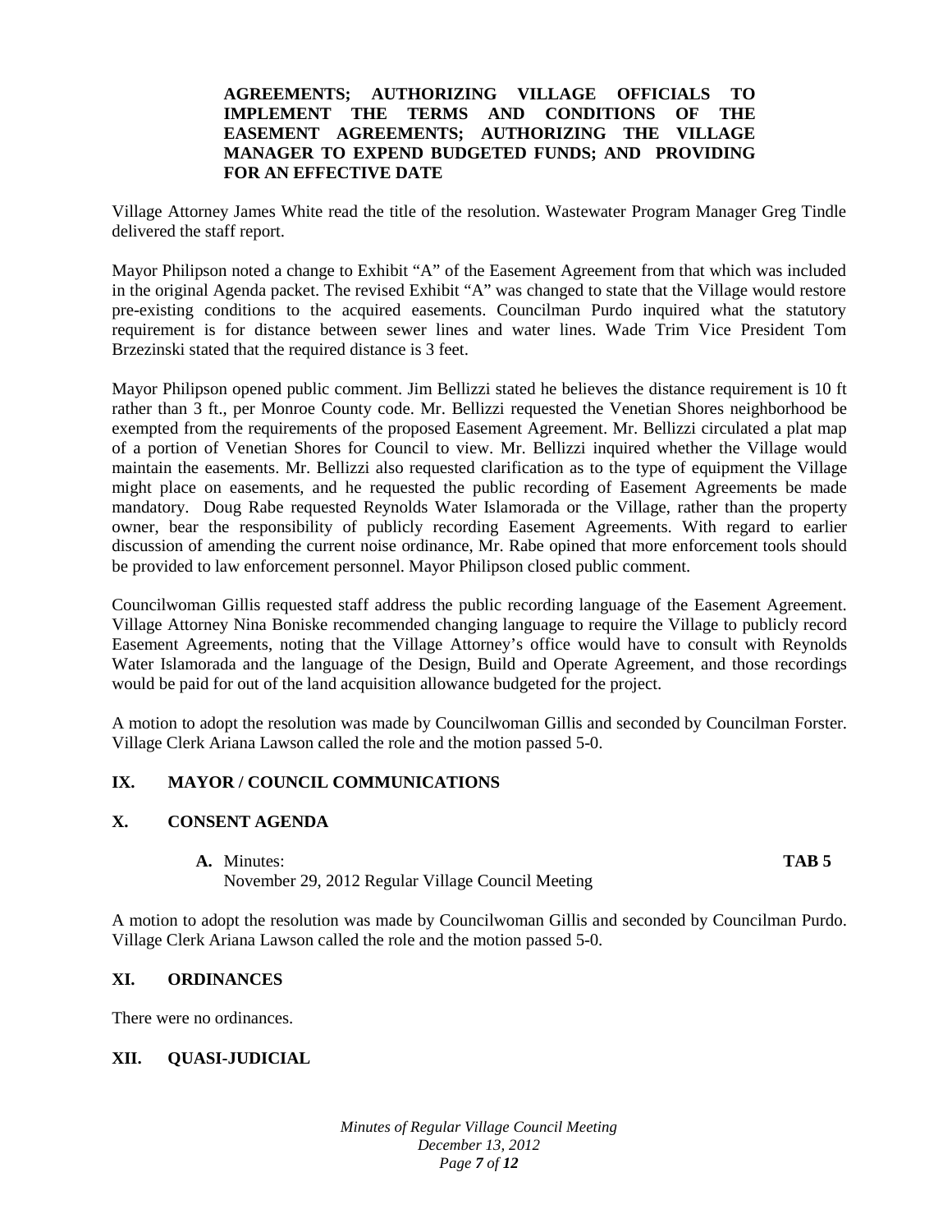**AGREEMENTS; AUTHORIZING VILLAGE OFFICIALS TO IMPLEMENT THE TERMS AND CONDITIONS OF THE EASEMENT AGREEMENTS; AUTHORIZING THE VILLAGE MANAGER TO EXPEND BUDGETED FUNDS; AND PROVIDING FOR AN EFFECTIVE DATE**

Village Attorney James White read the title of the resolution. Wastewater Program Manager Greg Tindle delivered the staff report.

Mayor Philipson noted a change to Exhibit "A" of the Easement Agreement from that which was included in the original Agenda packet. The revised Exhibit "A" was changed to state that the Village would restore pre-existing conditions to the acquired easements. Councilman Purdo inquired what the statutory requirement is for distance between sewer lines and water lines. Wade Trim Vice President Tom Brzezinski stated that the required distance is 3 feet.

Mayor Philipson opened public comment. Jim Bellizzi stated he believes the distance requirement is 10 ft rather than 3 ft., per Monroe County code. Mr. Bellizzi requested the Venetian Shores neighborhood be exempted from the requirements of the proposed Easement Agreement. Mr. Bellizzi circulated a plat map of a portion of Venetian Shores for Council to view. Mr. Bellizzi inquired whether the Village would maintain the easements. Mr. Bellizzi also requested clarification as to the type of equipment the Village might place on easements, and he requested the public recording of Easement Agreements be made mandatory. Doug Rabe requested Reynolds Water Islamorada or the Village, rather than the property owner, bear the responsibility of publicly recording Easement Agreements. With regard to earlier discussion of amending the current noise ordinance, Mr. Rabe opined that more enforcement tools should be provided to law enforcement personnel. Mayor Philipson closed public comment.

Councilwoman Gillis requested staff address the public recording language of the Easement Agreement. Village Attorney Nina Boniske recommended changing language to require the Village to publicly record Easement Agreements, noting that the Village Attorney's office would have to consult with Reynolds Water Islamorada and the language of the Design, Build and Operate Agreement, and those recordings would be paid for out of the land acquisition allowance budgeted for the project.

A motion to adopt the resolution was made by Councilwoman Gillis and seconded by Councilman Forster. Village Clerk Ariana Lawson called the role and the motion passed 5-0.

## IX. MAYOR / COUNCIL COMMUNICATIONS

## X. CONSENT AGENDA

**A.** Minutes: **TAB 5**
November 29, 2012 Regular Village Council Meeting

A motion to adopt the resolution was made by Councilwoman Gillis and seconded by Councilman Purdo. Village Clerk Ariana Lawson called the role and the motion passed 5-0.

## XI. ORDINANCES

There were no ordinances.

## XII. QUASI-JUDICIAL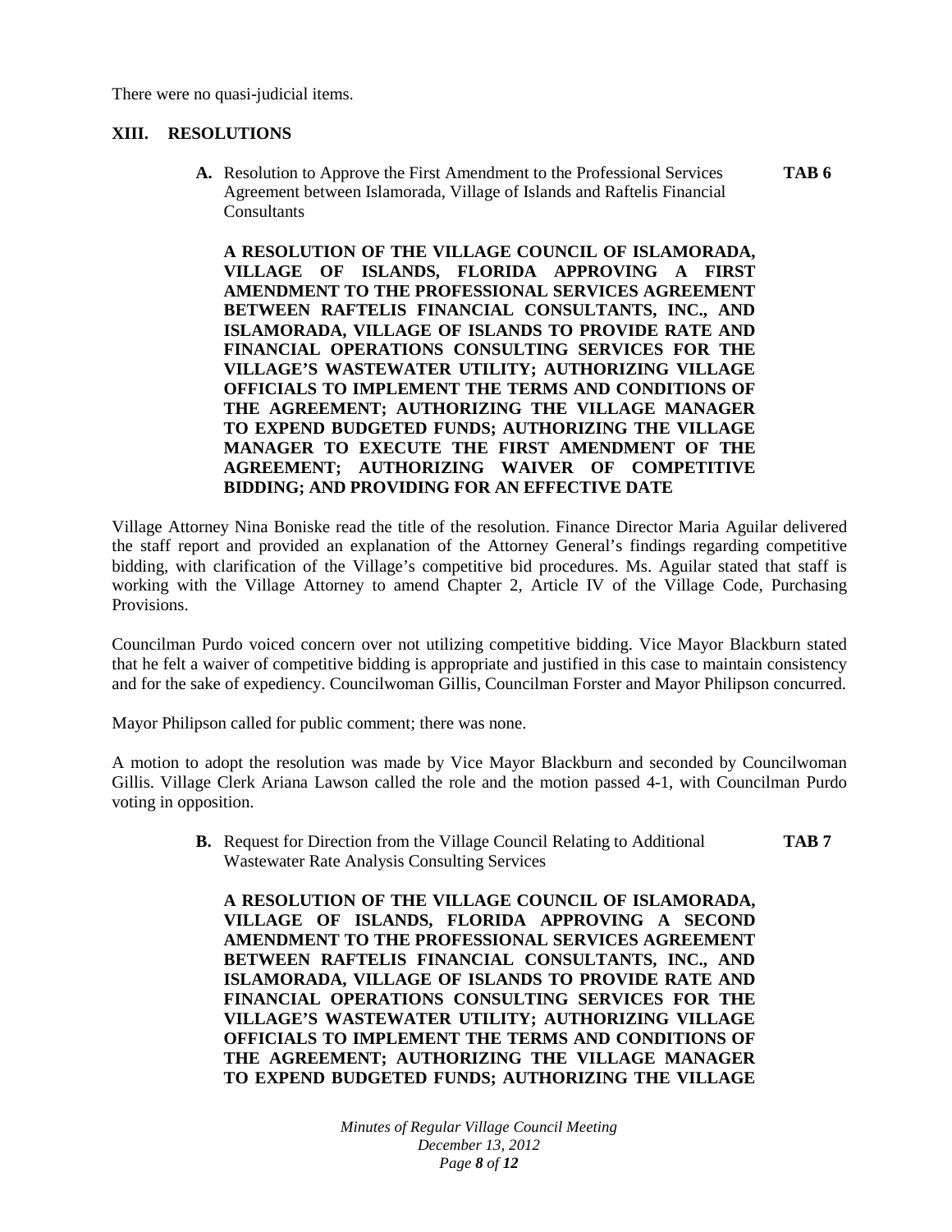There were no quasi-judicial items.

## XIII. RESOLUTIONS

**A.** Resolution to Approve the First Amendment to the Professional Services Agreement between Islamorada, Village of Islands and Raftelis Financial Consultants **TAB 6**

**A RESOLUTION OF THE VILLAGE COUNCIL OF ISLAMORADA, VILLAGE OF ISLANDS, FLORIDA APPROVING A FIRST AMENDMENT TO THE PROFESSIONAL SERVICES AGREEMENT BETWEEN RAFTELIS FINANCIAL CONSULTANTS, INC., AND ISLAMORADA, VILLAGE OF ISLANDS TO PROVIDE RATE AND FINANCIAL OPERATIONS CONSULTING SERVICES FOR THE VILLAGE'S WASTEWATER UTILITY; AUTHORIZING VILLAGE OFFICIALS TO IMPLEMENT THE TERMS AND CONDITIONS OF THE AGREEMENT; AUTHORIZING THE VILLAGE MANAGER TO EXPEND BUDGETED FUNDS; AUTHORIZING THE VILLAGE MANAGER TO EXECUTE THE FIRST AMENDMENT OF THE AGREEMENT; AUTHORIZING WAIVER OF COMPETITIVE BIDDING; AND PROVIDING FOR AN EFFECTIVE DATE**

Village Attorney Nina Boniske read the title of the resolution. Finance Director Maria Aguilar delivered the staff report and provided an explanation of the Attorney General's findings regarding competitive bidding, with clarification of the Village's competitive bid procedures. Ms. Aguilar stated that staff is working with the Village Attorney to amend Chapter 2, Article IV of the Village Code, Purchasing Provisions.

Councilman Purdo voiced concern over not utilizing competitive bidding. Vice Mayor Blackburn stated that he felt a waiver of competitive bidding is appropriate and justified in this case to maintain consistency and for the sake of expediency. Councilwoman Gillis, Councilman Forster and Mayor Philipson concurred.

Mayor Philipson called for public comment; there was none.

A motion to adopt the resolution was made by Vice Mayor Blackburn and seconded by Councilwoman Gillis. Village Clerk Ariana Lawson called the role and the motion passed 4-1, with Councilman Purdo voting in opposition.

**B.** Request for Direction from the Village Council Relating to Additional Wastewater Rate Analysis Consulting Services **TAB 7**

**A RESOLUTION OF THE VILLAGE COUNCIL OF ISLAMORADA, VILLAGE OF ISLANDS, FLORIDA APPROVING A SECOND AMENDMENT TO THE PROFESSIONAL SERVICES AGREEMENT BETWEEN RAFTELIS FINANCIAL CONSULTANTS, INC., AND ISLAMORADA, VILLAGE OF ISLANDS TO PROVIDE RATE AND FINANCIAL OPERATIONS CONSULTING SERVICES FOR THE VILLAGE'S WASTEWATER UTILITY; AUTHORIZING VILLAGE OFFICIALS TO IMPLEMENT THE TERMS AND CONDITIONS OF THE AGREEMENT; AUTHORIZING THE VILLAGE MANAGER TO EXPEND BUDGETED FUNDS; AUTHORIZING THE VILLAGE**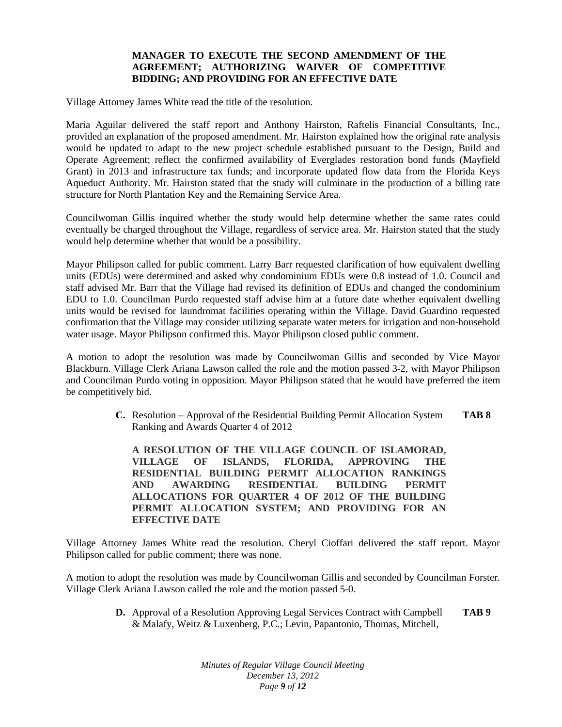**MANAGER TO EXECUTE THE SECOND AMENDMENT OF THE AGREEMENT; AUTHORIZING WAIVER OF COMPETITIVE BIDDING; AND PROVIDING FOR AN EFFECTIVE DATE**

Village Attorney James White read the title of the resolution.

Maria Aguilar delivered the staff report and Anthony Hairston, Raftelis Financial Consultants, Inc., provided an explanation of the proposed amendment. Mr. Hairston explained how the original rate analysis would be updated to adapt to the new project schedule established pursuant to the Design, Build and Operate Agreement; reflect the confirmed availability of Everglades restoration bond funds (Mayfield Grant) in 2013 and infrastructure tax funds; and incorporate updated flow data from the Florida Keys Aqueduct Authority. Mr. Hairston stated that the study will culminate in the production of a billing rate structure for North Plantation Key and the Remaining Service Area.

Councilwoman Gillis inquired whether the study would help determine whether the same rates could eventually be charged throughout the Village, regardless of service area. Mr. Hairston stated that the study would help determine whether that would be a possibility.

Mayor Philipson called for public comment. Larry Barr requested clarification of how equivalent dwelling units (EDUs) were determined and asked why condominium EDUs were 0.8 instead of 1.0. Council and staff advised Mr. Barr that the Village had revised its definition of EDUs and changed the condominium EDU to 1.0. Councilman Purdo requested staff advise him at a future date whether equivalent dwelling units would be revised for laundromat facilities operating within the Village. David Guardino requested confirmation that the Village may consider utilizing separate water meters for irrigation and non-household water usage. Mayor Philipson confirmed this. Mayor Philipson closed public comment.

A motion to adopt the resolution was made by Councilwoman Gillis and seconded by Vice Mayor Blackburn. Village Clerk Ariana Lawson called the role and the motion passed 3-2, with Mayor Philipson and Councilman Purdo voting in opposition. Mayor Philipson stated that he would have preferred the item be competitively bid.

**C.** Resolution – Approval of the Residential Building Permit Allocation System Ranking and Awards Quarter 4 of 2012 **TAB 8**

**A RESOLUTION OF THE VILLAGE COUNCIL OF ISLAMORAD, VILLAGE OF ISLANDS, FLORIDA, APPROVING THE RESIDENTIAL BUILDING PERMIT ALLOCATION RANKINGS AND AWARDING RESIDENTIAL BUILDING PERMIT ALLOCATIONS FOR QUARTER 4 OF 2012 OF THE BUILDING PERMIT ALLOCATION SYSTEM; AND PROVIDING FOR AN EFFECTIVE DATE**

Village Attorney James White read the resolution. Cheryl Cioffari delivered the staff report. Mayor Philipson called for public comment; there was none.

A motion to adopt the resolution was made by Councilwoman Gillis and seconded by Councilman Forster. Village Clerk Ariana Lawson called the role and the motion passed 5-0.

**D.** Approval of a Resolution Approving Legal Services Contract with Campbell & Malafy, Weitz & Luxenberg, P.C.; Levin, Papantonio, Thomas, Mitchell, **TAB 9**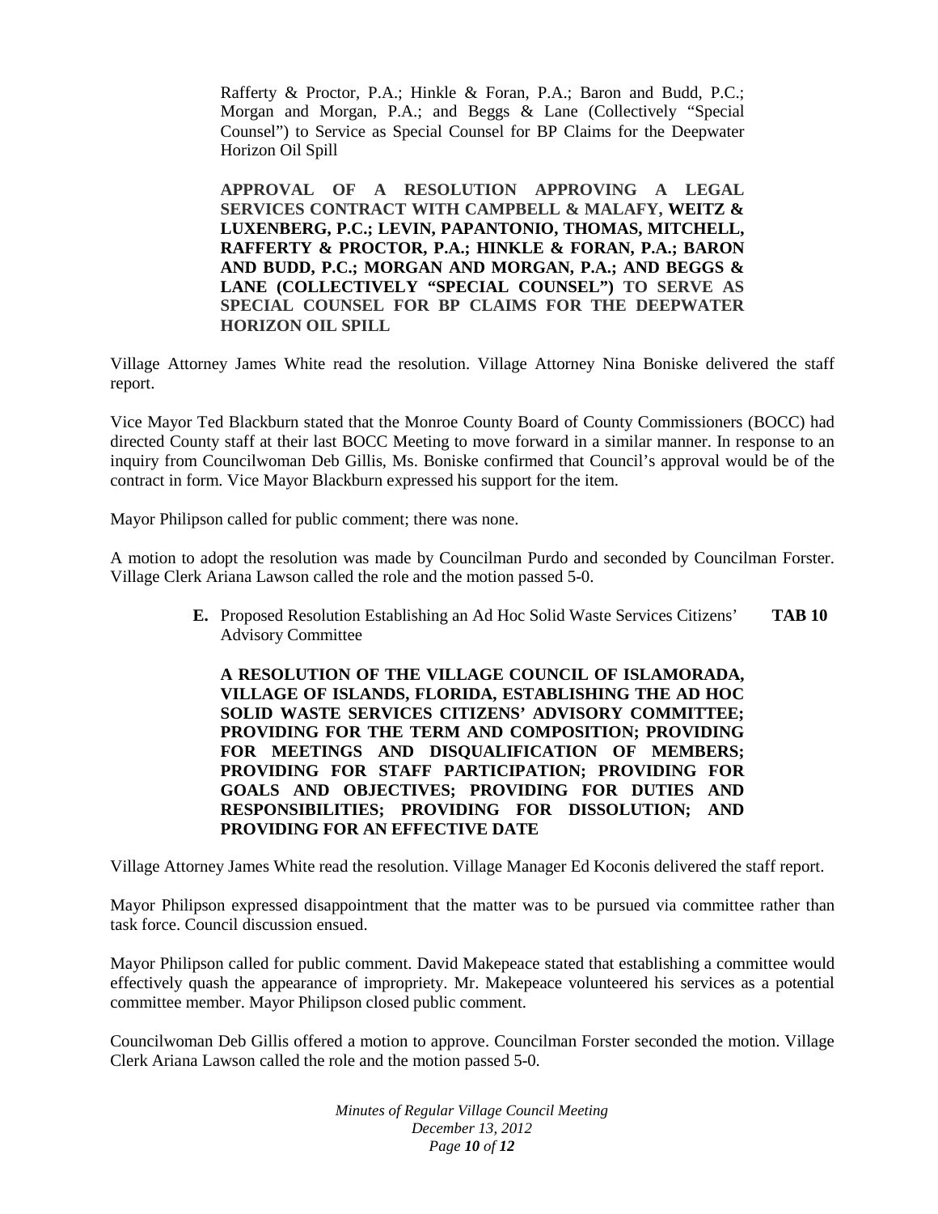Rafferty & Proctor, P.A.; Hinkle & Foran, P.A.; Baron and Budd, P.C.; Morgan and Morgan, P.A.; and Beggs & Lane (Collectively "Special Counsel") to Service as Special Counsel for BP Claims for the Deepwater Horizon Oil Spill

**APPROVAL OF A RESOLUTION APPROVING A LEGAL SERVICES CONTRACT WITH CAMPBELL & MALAFY, WEITZ & LUXENBERG, P.C.; LEVIN, PAPANTONIO, THOMAS, MITCHELL, RAFFERTY & PROCTOR, P.A.; HINKLE & FORAN, P.A.; BARON AND BUDD, P.C.; MORGAN AND MORGAN, P.A.; AND BEGGS & LANE (COLLECTIVELY "SPECIAL COUNSEL") TO SERVE AS SPECIAL COUNSEL FOR BP CLAIMS FOR THE DEEPWATER HORIZON OIL SPILL**

Village Attorney James White read the resolution. Village Attorney Nina Boniske delivered the staff report.

Vice Mayor Ted Blackburn stated that the Monroe County Board of County Commissioners (BOCC) had directed County staff at their last BOCC Meeting to move forward in a similar manner. In response to an inquiry from Councilwoman Deb Gillis, Ms. Boniske confirmed that Council's approval would be of the contract in form. Vice Mayor Blackburn expressed his support for the item.

Mayor Philipson called for public comment; there was none.

A motion to adopt the resolution was made by Councilman Purdo and seconded by Councilman Forster. Village Clerk Ariana Lawson called the role and the motion passed 5-0.

**E.** Proposed Resolution Establishing an Ad Hoc Solid Waste Services Citizens' Advisory Committee **TAB 10**

**A RESOLUTION OF THE VILLAGE COUNCIL OF ISLAMORADA, VILLAGE OF ISLANDS, FLORIDA, ESTABLISHING THE AD HOC SOLID WASTE SERVICES CITIZENS' ADVISORY COMMITTEE; PROVIDING FOR THE TERM AND COMPOSITION; PROVIDING FOR MEETINGS AND DISQUALIFICATION OF MEMBERS; PROVIDING FOR STAFF PARTICIPATION; PROVIDING FOR GOALS AND OBJECTIVES; PROVIDING FOR DUTIES AND RESPONSIBILITIES; PROVIDING FOR DISSOLUTION; AND PROVIDING FOR AN EFFECTIVE DATE**

Village Attorney James White read the resolution. Village Manager Ed Koconis delivered the staff report.

Mayor Philipson expressed disappointment that the matter was to be pursued via committee rather than task force. Council discussion ensued.

Mayor Philipson called for public comment. David Makepeace stated that establishing a committee would effectively quash the appearance of impropriety. Mr. Makepeace volunteered his services as a potential committee member. Mayor Philipson closed public comment.

Councilwoman Deb Gillis offered a motion to approve. Councilman Forster seconded the motion. Village Clerk Ariana Lawson called the role and the motion passed 5-0.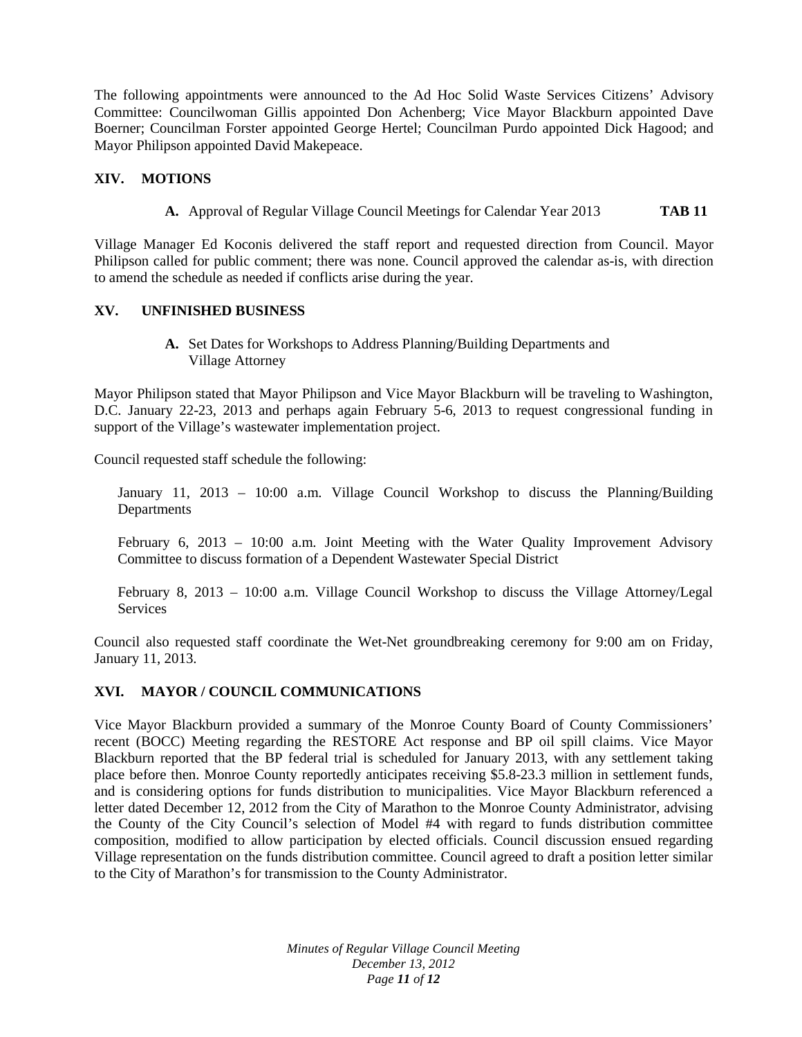The following appointments were announced to the Ad Hoc Solid Waste Services Citizens' Advisory Committee: Councilwoman Gillis appointed Don Achenberg; Vice Mayor Blackburn appointed Dave Boerner; Councilman Forster appointed George Hertel; Councilman Purdo appointed Dick Hagood; and Mayor Philipson appointed David Makepeace.

## XIV. MOTIONS

**A.** Approval of Regular Village Council Meetings for Calendar Year 2013 **TAB 11**

Village Manager Ed Koconis delivered the staff report and requested direction from Council. Mayor Philipson called for public comment; there was none. Council approved the calendar as-is, with direction to amend the schedule as needed if conflicts arise during the year.

## XV. UNFINISHED BUSINESS

**A.** Set Dates for Workshops to Address Planning/Building Departments and Village Attorney

Mayor Philipson stated that Mayor Philipson and Vice Mayor Blackburn will be traveling to Washington, D.C. January 22-23, 2013 and perhaps again February 5-6, 2013 to request congressional funding in support of the Village's wastewater implementation project.

Council requested staff schedule the following:

January 11, 2013 – 10:00 a.m. Village Council Workshop to discuss the Planning/Building Departments

February 6, 2013 – 10:00 a.m. Joint Meeting with the Water Quality Improvement Advisory Committee to discuss formation of a Dependent Wastewater Special District

February 8, 2013 – 10:00 a.m. Village Council Workshop to discuss the Village Attorney/Legal Services

Council also requested staff coordinate the Wet-Net groundbreaking ceremony for 9:00 am on Friday, January 11, 2013.

## XVI. MAYOR / COUNCIL COMMUNICATIONS

Vice Mayor Blackburn provided a summary of the Monroe County Board of County Commissioners' recent (BOCC) Meeting regarding the RESTORE Act response and BP oil spill claims. Vice Mayor Blackburn reported that the BP federal trial is scheduled for January 2013, with any settlement taking place before then. Monroe County reportedly anticipates receiving $5.8-23.3 million in settlement funds, and is considering options for funds distribution to municipalities. Vice Mayor Blackburn referenced a letter dated December 12, 2012 from the City of Marathon to the Monroe County Administrator, advising the County of the City Council's selection of Model #4 with regard to funds distribution committee composition, modified to allow participation by elected officials. Council discussion ensued regarding Village representation on the funds distribution committee. Council agreed to draft a position letter similar to the City of Marathon's for transmission to the County Administrator.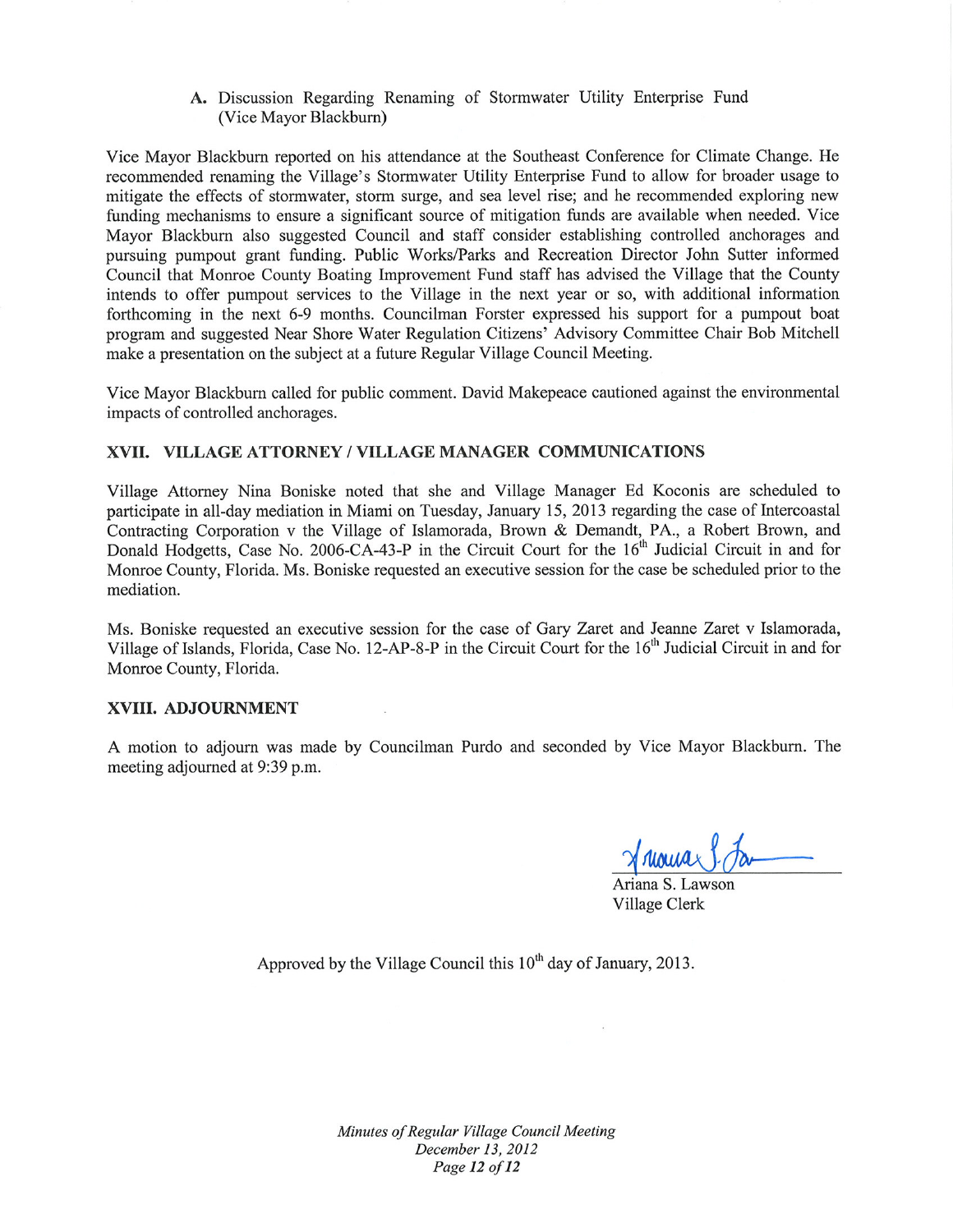**A.** Discussion Regarding Renaming of Stormwater Utility Enterprise Fund (Vice Mayor Blackburn)

Vice Mayor Blackburn reported on his attendance at the Southeast Conference for Climate Change. He recommended renaming the Village's Stormwater Utility Enterprise Fund to allow for broader usage to mitigate the effects of stormwater, storm surge, and sea level rise; and he recommended exploring new funding mechanisms to ensure a significant source of mitigation funds are available when needed. Vice Mayor Blackburn also suggested Council and staff consider establishing controlled anchorages and pursuing pumpout grant funding. Public Works/Parks and Recreation Director John Sutter informed Council that Monroe County Boating Improvement Fund staff has advised the Village that the County intends to offer pumpout services to the Village in the next year or so, with additional information forthcoming in the next 6-9 months. Councilman Forster expressed his support for a pumpout boat program and suggested Near Shore Water Regulation Citizens' Advisory Committee Chair Bob Mitchell make a presentation on the subject at a future Regular Village Council Meeting.

Vice Mayor Blackburn called for public comment. David Makepeace cautioned against the environmental impacts of controlled anchorages.

## XVII. VILLAGE ATTORNEY / VILLAGE MANAGER COMMUNICATIONS

Village Attorney Nina Boniske noted that she and Village Manager Ed Koconis are scheduled to participate in all-day mediation in Miami on Tuesday, January 15, 2013 regarding the case of Intercoastal Contracting Corporation v the Village of Islamorada, Brown & Demandt, PA., a Robert Brown, and Donald Hodgetts, Case No. 2006-CA-43-P in the Circuit Court for the 16th Judicial Circuit in and for Monroe County, Florida. Ms. Boniske requested an executive session for the case be scheduled prior to the mediation.

Ms. Boniske requested an executive session for the case of Gary Zaret and Jeanne Zaret v Islamorada, Village of Islands, Florida, Case No. 12-AP-8-P in the Circuit Court for the 16th Judicial Circuit in and for Monroe County, Florida.

## XVIII. ADJOURNMENT

A motion to adjourn was made by Councilman Purdo and seconded by Vice Mayor Blackburn. The meeting adjourned at 9:39 p.m.

Ariana S. Lawson
Village Clerk

Approved by the Village Council this 10th day of January, 2013.